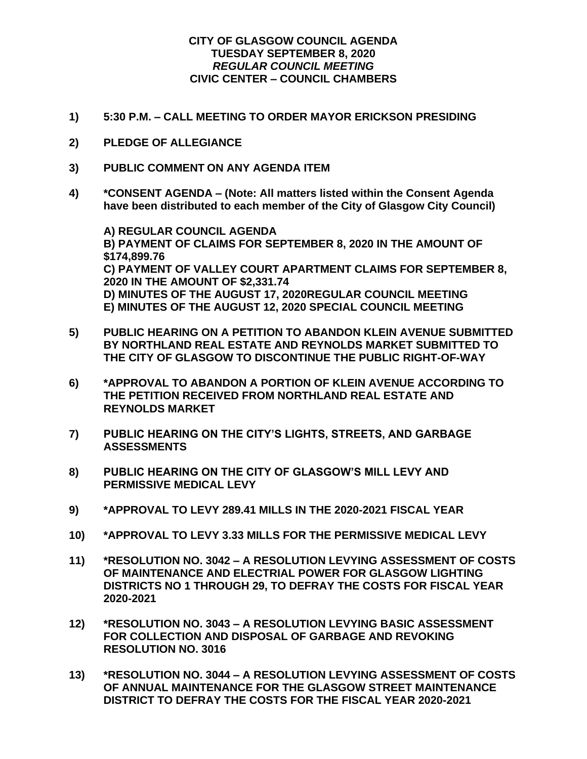**CITY OF GLASGOW COUNCIL AGENDA**
**TUESDAY SEPTEMBER 8, 2020**
***REGULAR COUNCIL MEETING***
**CIVIC CENTER – COUNCIL CHAMBERS**

**1) 5:30 P.M. – CALL MEETING TO ORDER MAYOR ERICKSON PRESIDING**

**2) PLEDGE OF ALLEGIANCE**

**3) PUBLIC COMMENT ON ANY AGENDA ITEM**

**4) *CONSENT AGENDA – (Note: All matters listed within the Consent Agenda have been distributed to each member of the City of Glasgow City Council)**

**A) REGULAR COUNCIL AGENDA**
**B) PAYMENT OF CLAIMS FOR SEPTEMBER 8, 2020 IN THE AMOUNT OF $174,899.76**
**C) PAYMENT OF VALLEY COURT APARTMENT CLAIMS FOR SEPTEMBER 8, 2020 IN THE AMOUNT OF $2,331.74**
**D) MINUTES OF THE AUGUST 17, 2020REGULAR COUNCIL MEETING**
**E) MINUTES OF THE AUGUST 12, 2020 SPECIAL COUNCIL MEETING**

**5) PUBLIC HEARING ON A PETITION TO ABANDON KLEIN AVENUE SUBMITTED BY NORTHLAND REAL ESTATE AND REYNOLDS MARKET SUBMITTED TO THE CITY OF GLASGOW TO DISCONTINUE THE PUBLIC RIGHT-OF-WAY**

**6) *APPROVAL TO ABANDON A PORTION OF KLEIN AVENUE ACCORDING TO THE PETITION RECEIVED FROM NORTHLAND REAL ESTATE AND REYNOLDS MARKET**

**7) PUBLIC HEARING ON THE CITY'S LIGHTS, STREETS, AND GARBAGE ASSESSMENTS**

**8) PUBLIC HEARING ON THE CITY OF GLASGOW'S MILL LEVY AND PERMISSIVE MEDICAL LEVY**

**9) *APPROVAL TO LEVY 289.41 MILLS IN THE 2020-2021 FISCAL YEAR**

**10) *APPROVAL TO LEVY 3.33 MILLS FOR THE PERMISSIVE MEDICAL LEVY**

**11) *RESOLUTION NO. 3042 – A RESOLUTION LEVYING ASSESSMENT OF COSTS OF MAINTENANCE AND ELECTRIAL POWER FOR GLASGOW LIGHTING DISTRICTS NO 1 THROUGH 29, TO DEFRAY THE COSTS FOR FISCAL YEAR 2020-2021**

**12) *RESOLUTION NO. 3043 – A RESOLUTION LEVYING BASIC ASSESSMENT FOR COLLECTION AND DISPOSAL OF GARBAGE AND REVOKING RESOLUTION NO. 3016**

**13) *RESOLUTION NO. 3044 – A RESOLUTION LEVYING ASSESSMENT OF COSTS OF ANNUAL MAINTENANCE FOR THE GLASGOW STREET MAINTENANCE DISTRICT TO DEFRAY THE COSTS FOR THE FISCAL YEAR 2020-2021**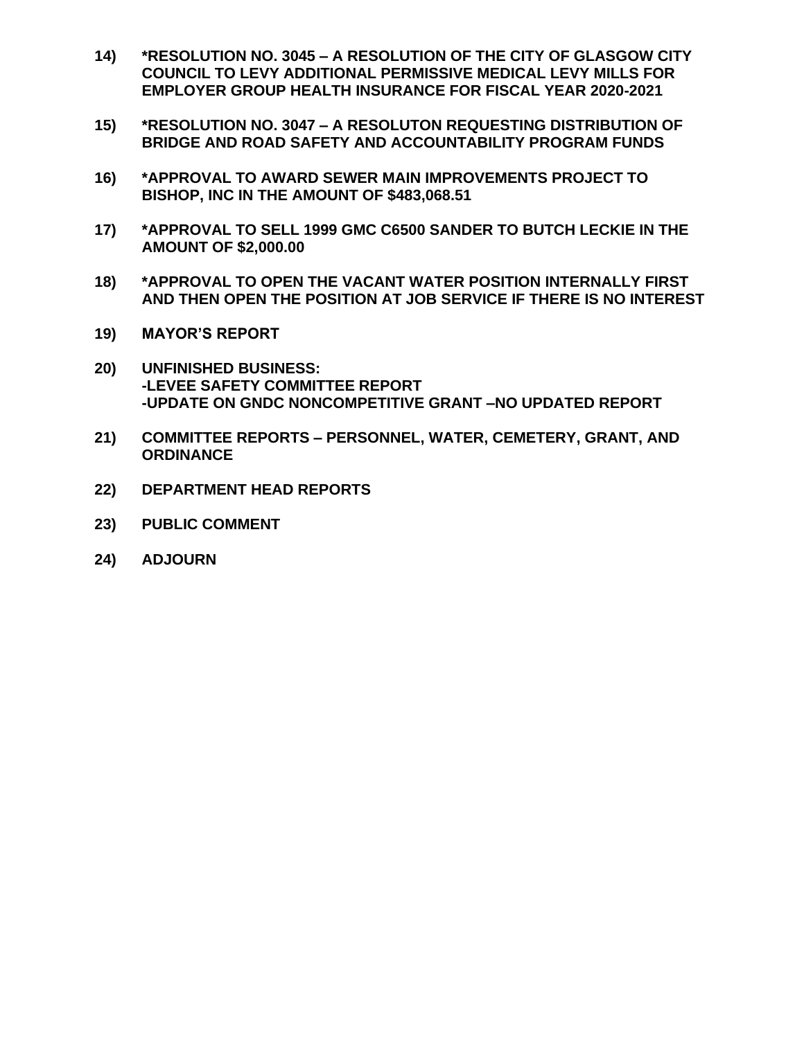14) **\*RESOLUTION NO. 3045 – A RESOLUTION OF THE CITY OF GLASGOW CITY COUNCIL TO LEVY ADDITIONAL PERMISSIVE MEDICAL LEVY MILLS FOR EMPLOYER GROUP HEALTH INSURANCE FOR FISCAL YEAR 2020-2021**

15) **\*RESOLUTION NO. 3047 – A RESOLUTON REQUESTING DISTRIBUTION OF BRIDGE AND ROAD SAFETY AND ACCOUNTABILITY PROGRAM FUNDS**

16) **\*APPROVAL TO AWARD SEWER MAIN IMPROVEMENTS PROJECT TO BISHOP, INC IN THE AMOUNT OF $483,068.51**

17) **\*APPROVAL TO SELL 1999 GMC C6500 SANDER TO BUTCH LECKIE IN THE AMOUNT OF $2,000.00**

18) **\*APPROVAL TO OPEN THE VACANT WATER POSITION INTERNALLY FIRST AND THEN OPEN THE POSITION AT JOB SERVICE IF THERE IS NO INTEREST**

19) **MAYOR'S REPORT**

20) **UNFINISHED BUSINESS:**
    **-LEVEE SAFETY COMMITTEE REPORT**
    **-UPDATE ON GNDC NONCOMPETITIVE GRANT –NO UPDATED REPORT**

21) **COMMITTEE REPORTS – PERSONNEL, WATER, CEMETERY, GRANT, AND ORDINANCE**

22) **DEPARTMENT HEAD REPORTS**

23) **PUBLIC COMMENT**

24) **ADJOURN**